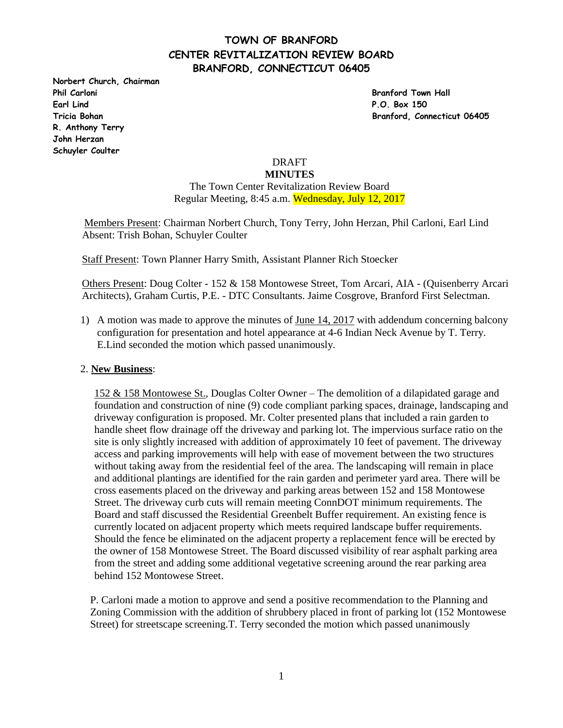# TOWN OF BRANFORD
# CENTER REVITALIZATION REVIEW BOARD
# BRANFORD, CONNECTICUT 06405

**Norbert Church, Chairman**
**Phil Carloni**
**Earl Lind**
**Tricia Bohan**
**R. Anthony Terry**
**John Herzan**
**Schuyler Coulter**

**Branford Town Hall**
**P.O. Box 150**
**Branford, Connecticut 06405**

DRAFT

**MINUTES**

The Town Center Revitalization Review Board
Regular Meeting, 8:45 a.m. Wednesday, July 12, 2017

Members Present: Chairman Norbert Church, Tony Terry, John Herzan, Phil Carloni, Earl Lind
Absent: Trish Bohan, Schuyler Coulter

Staff Present: Town Planner Harry Smith, Assistant Planner Rich Stoecker

Others Present: Doug Colter - 152 & 158 Montowese Street, Tom Arcari, AIA - (Quisenberry Arcari Architects), Graham Curtis, P.E. - DTC Consultants. Jaime Cosgrove, Branford First Selectman.

1) A motion was made to approve the minutes of June 14, 2017 with addendum concerning balcony configuration for presentation and hotel appearance at 4-6 Indian Neck Avenue by T. Terry. E.Lind seconded the motion which passed unanimously.

2. **New Business**:

152 & 158 Montowese St., Douglas Colter Owner – The demolition of a dilapidated garage and foundation and construction of nine (9) code compliant parking spaces, drainage, landscaping and driveway configuration is proposed. Mr. Colter presented plans that included a rain garden to handle sheet flow drainage off the driveway and parking lot. The impervious surface ratio on the site is only slightly increased with addition of approximately 10 feet of pavement. The driveway access and parking improvements will help with ease of movement between the two structures without taking away from the residential feel of the area. The landscaping will remain in place and additional plantings are identified for the rain garden and perimeter yard area. There will be cross easements placed on the driveway and parking areas between 152 and 158 Montowese Street. The driveway curb cuts will remain meeting ConnDOT minimum requirements. The Board and staff discussed the Residential Greenbelt Buffer requirement. An existing fence is currently located on adjacent property which meets required landscape buffer requirements. Should the fence be eliminated on the adjacent property a replacement fence will be erected by the owner of 158 Montowese Street. The Board discussed visibility of rear asphalt parking area from the street and adding some additional vegetative screening around the rear parking area behind 152 Montowese Street.

P. Carloni made a motion to approve and send a positive recommendation to the Planning and Zoning Commission with the addition of shrubbery placed in front of parking lot (152 Montowese Street) for streetscape screening.T. Terry seconded the motion which passed unanimously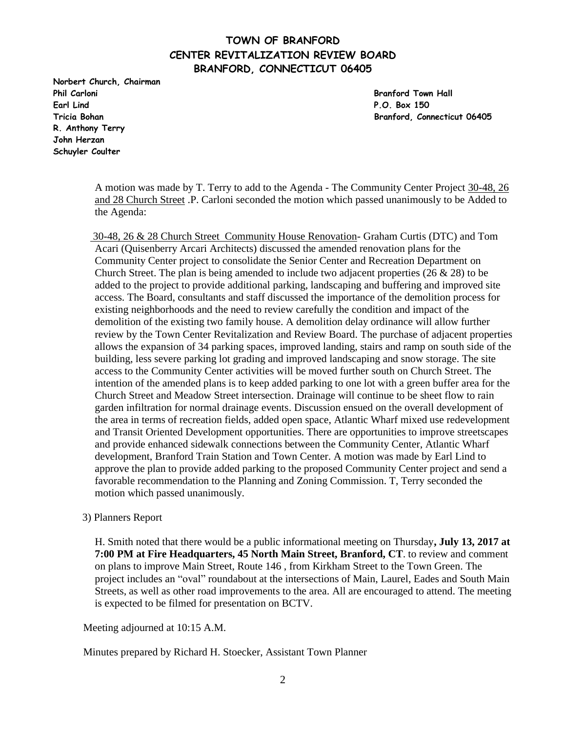# TOWN OF BRANFORD
# CENTER REVITALIZATION REVIEW BOARD
# BRANFORD, CONNECTICUT 06405

**Norbert Church, Chairman**
**Phil Carloni**
**Earl Lind**
**Tricia Bohan**
**R. Anthony Terry**
**John Herzan**
**Schuyler Coulter**

**Branford Town Hall**
**P.O. Box 150**
**Branford, Connecticut 06405**

A motion was made by T. Terry to add to the Agenda - The Community Center Project 30-48, 26 and 28 Church Street .P. Carloni seconded the motion which passed unanimously to be Added to the Agenda:

30-48, 26 & 28 Church Street Community House Renovation- Graham Curtis (DTC) and Tom Acari (Quisenberry Arcari Architects) discussed the amended renovation plans for the Community Center project to consolidate the Senior Center and Recreation Department on Church Street. The plan is being amended to include two adjacent properties (26 & 28) to be added to the project to provide additional parking, landscaping and buffering and improved site access. The Board, consultants and staff discussed the importance of the demolition process for existing neighborhoods and the need to review carefully the condition and impact of the demolition of the existing two family house. A demolition delay ordinance will allow further review by the Town Center Revitalization and Review Board. The purchase of adjacent properties allows the expansion of 34 parking spaces, improved landing, stairs and ramp on south side of the building, less severe parking lot grading and improved landscaping and snow storage. The site access to the Community Center activities will be moved further south on Church Street. The intention of the amended plans is to keep added parking to one lot with a green buffer area for the Church Street and Meadow Street intersection. Drainage will continue to be sheet flow to rain garden infiltration for normal drainage events. Discussion ensued on the overall development of the area in terms of recreation fields, added open space, Atlantic Wharf mixed use redevelopment and Transit Oriented Development opportunities. There are opportunities to improve streetscapes and provide enhanced sidewalk connections between the Community Center, Atlantic Wharf development, Branford Train Station and Town Center. A motion was made by Earl Lind to approve the plan to provide added parking to the proposed Community Center project and send a favorable recommendation to the Planning and Zoning Commission. T, Terry seconded the motion which passed unanimously.

3) Planners Report

H. Smith noted that there would be a public informational meeting on Thursday**, July 13, 2017 at 7:00 PM at Fire Headquarters, 45 North Main Street, Branford, CT**. to review and comment on plans to improve Main Street, Route 146 , from Kirkham Street to the Town Green. The project includes an "oval" roundabout at the intersections of Main, Laurel, Eades and South Main Streets, as well as other road improvements to the area. All are encouraged to attend. The meeting is expected to be filmed for presentation on BCTV.

Meeting adjourned at 10:15 A.M.

Minutes prepared by Richard H. Stoecker, Assistant Town Planner